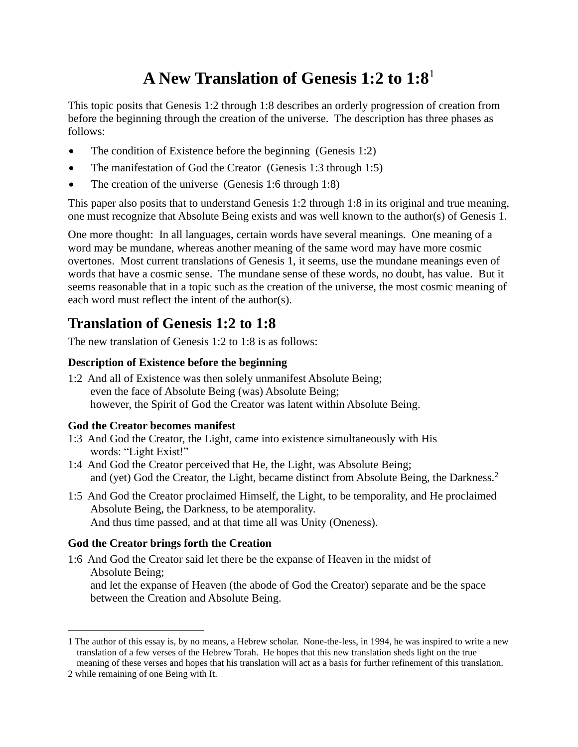# A New Translation of Genesis 1:2 to 1:8[1]

This topic posits that Genesis 1:2 through 1:8 describes an orderly progression of creation from before the beginning through the creation of the universe. The description has three phases as follows:

- The condition of Existence before the beginning (Genesis 1:2)
- The manifestation of God the Creator (Genesis 1:3 through 1:5)
- The creation of the universe (Genesis 1:6 through 1:8)

This paper also posits that to understand Genesis 1:2 through 1:8 in its original and true meaning, one must recognize that Absolute Being exists and was well known to the author(s) of Genesis 1.

One more thought: In all languages, certain words have several meanings. One meaning of a word may be mundane, whereas another meaning of the same word may have more cosmic overtones. Most current translations of Genesis 1, it seems, use the mundane meanings even of words that have a cosmic sense. The mundane sense of these words, no doubt, has value. But it seems reasonable that in a topic such as the creation of the universe, the most cosmic meaning of each word must reflect the intent of the author(s).

## Translation of Genesis 1:2 to 1:8

The new translation of Genesis 1:2 to 1:8 is as follows:

### Description of Existence before the beginning

1:2 And all of Existence was then solely unmanifest Absolute Being;
even the face of Absolute Being (was) Absolute Being;
however, the Spirit of God the Creator was latent within Absolute Being.

### God the Creator becomes manifest

1:3 And God the Creator, the Light, came into existence simultaneously with His words: "Light Exist!"

1:4 And God the Creator perceived that He, the Light, was Absolute Being;
and (yet) God the Creator, the Light, became distinct from Absolute Being, the Darkness.[2]

1:5 And God the Creator proclaimed Himself, the Light, to be temporality, and He proclaimed Absolute Being, the Darkness, to be atemporality.
And thus time passed, and at that time all was Unity (Oneness).

### God the Creator brings forth the Creation

1:6 And God the Creator said let there be the expanse of Heaven in the midst of Absolute Being;
and let the expanse of Heaven (the abode of God the Creator) separate and be the space between the Creation and Absolute Being.

---

1 The author of this essay is, by no means, a Hebrew scholar. None-the-less, in 1994, he was inspired to write a new translation of a few verses of the Hebrew Torah. He hopes that this new translation sheds light on the true meaning of these verses and hopes that his translation will act as a basis for further refinement of this translation.

2 while remaining of one Being with It.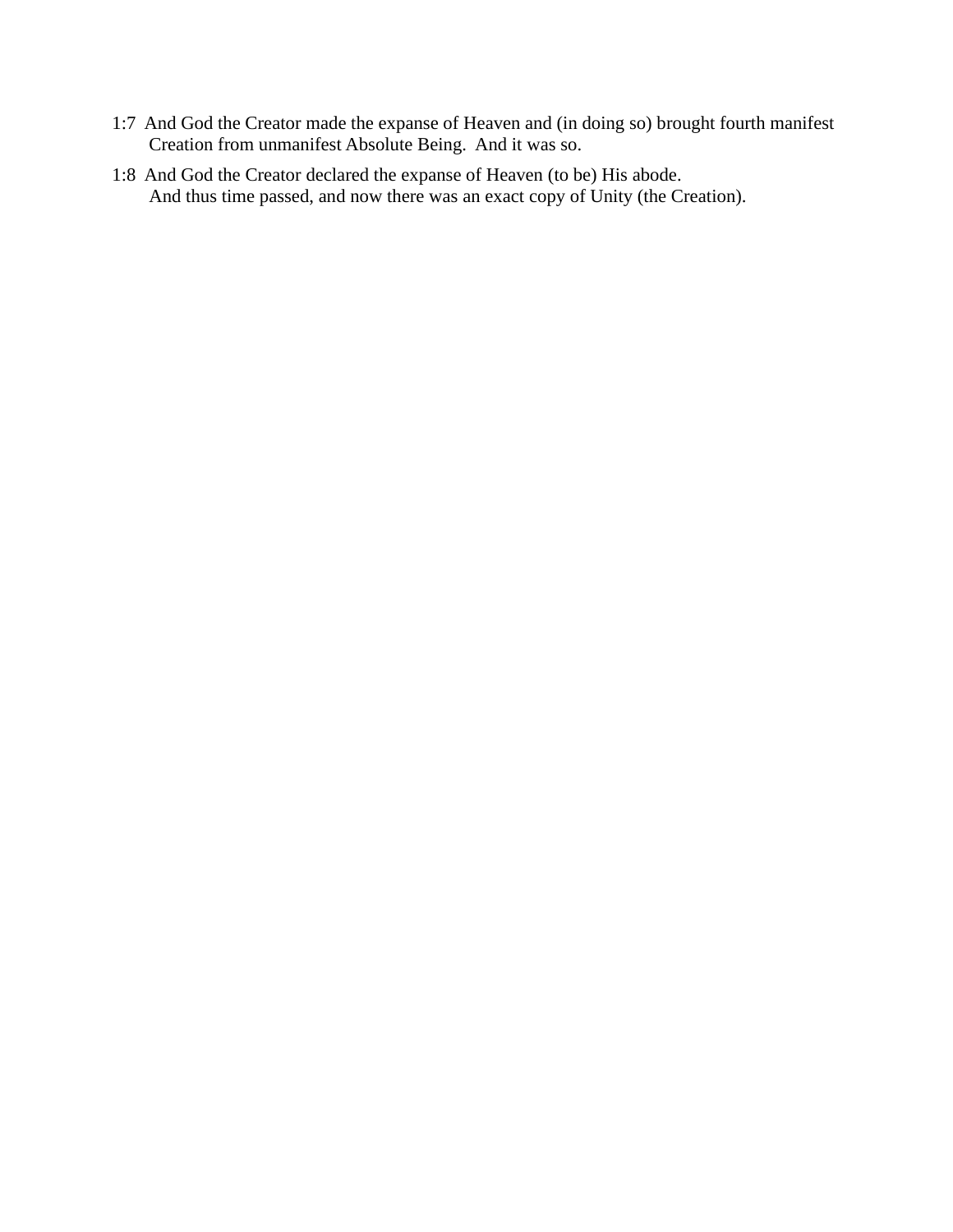1:7  And God the Creator made the expanse of Heaven and (in doing so) brought fourth manifest Creation from unmanifest Absolute Being.  And it was so.

1:8  And God the Creator declared the expanse of Heaven (to be) His abode.
And thus time passed, and now there was an exact copy of Unity (the Creation).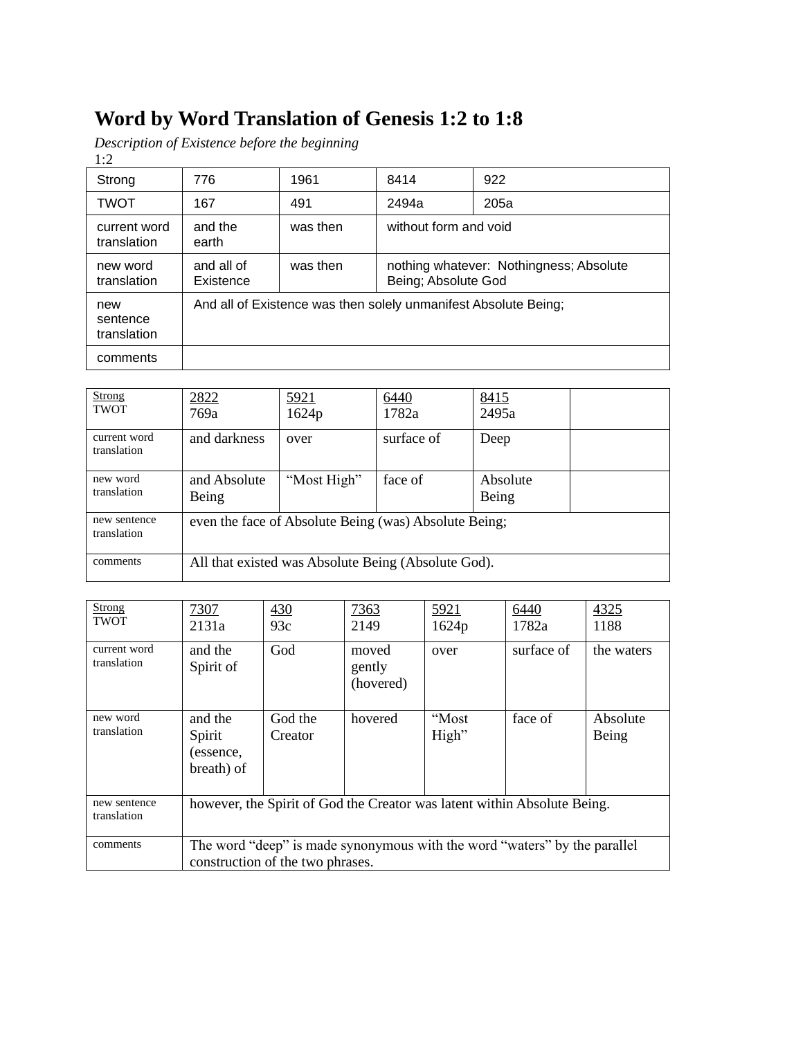# Word by Word Translation of Genesis 1:2 to 1:8

*Description of Existence before the beginning*

1:2

| Strong | 776 | 1961 | 8414 | 922 |
|---|---|---|---|---|
| TWOT | 167 | 491 | 2494a | 205a |
| current word translation | and the earth | was then | without form and void | |
| new word translation | and all of Existence | was then | nothing whatever:  Nothingness; Absolute Being; Absolute God | |
| new sentence translation | And all of Existence was then solely unmanifest Absolute Being; | | | |
| comments | | | | |

| Strong<br>TWOT | 2822<br>769a | 5921<br>1624p | 6440<br>1782a | 8415<br>2495a | |
|---|---|---|---|---|---|
| current word translation | and darkness | over | surface of | Deep | |
| new word translation | and Absolute Being | "Most High" | face of | Absolute Being | |
| new sentence translation | even the face of Absolute Being (was) Absolute Being; | | | | |
| comments | All that existed was Absolute Being (Absolute God). | | | | |

| Strong<br>TWOT | 7307<br>2131a | 430<br>93c | 7363<br>2149 | 5921<br>1624p | 6440<br>1782a | 4325<br>1188 |
|---|---|---|---|---|---|---|
| current word translation | and the Spirit of | God | moved gently (hovered) | over | surface of | the waters |
| new word translation | and the Spirit (essence, breath) of | God the Creator | hovered | "Most High" | face of | Absolute Being |
| new sentence translation | however, the Spirit of God the Creator was latent within Absolute Being. | | | | | |
| comments | The word "deep" is made synonymous with the word "waters" by the parallel construction of the two phrases. | | | | | |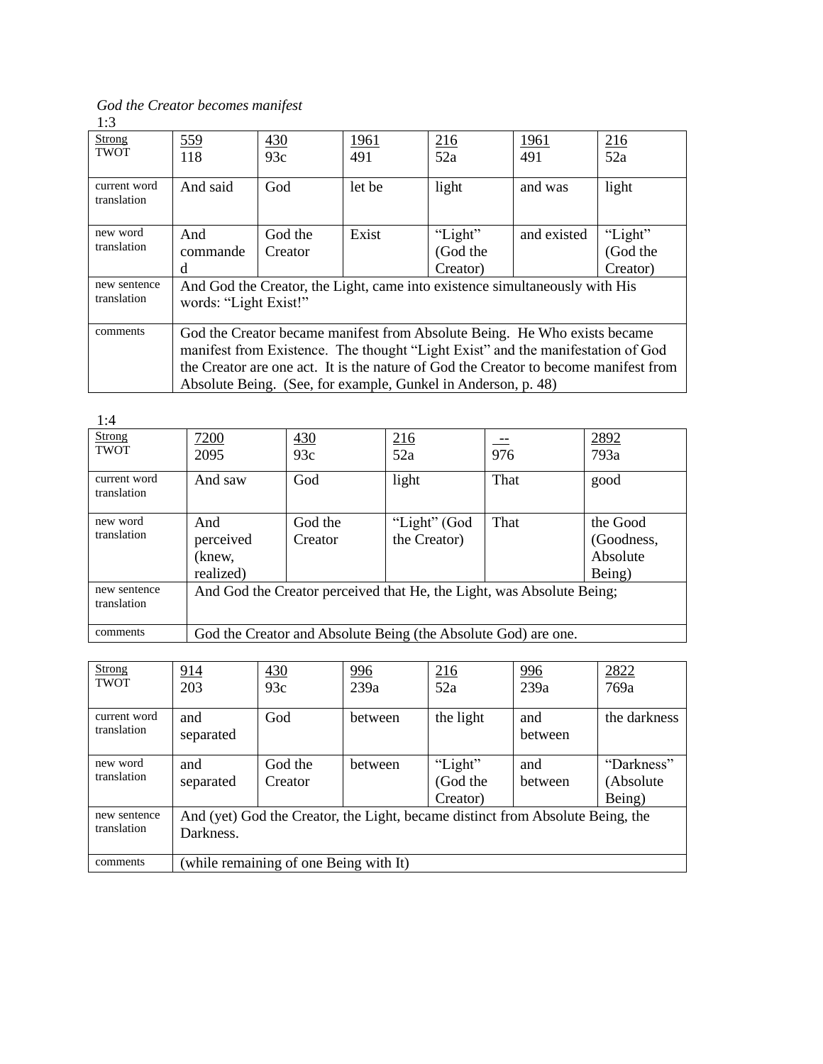*God the Creator becomes manifest*

1:3

| Strong TWOT | 559 118 | 430 93c | 1961 491 | 216 52a | 1961 491 | 216 52a |
|---|---|---|---|---|---|---|
| current word translation | And said | God | let be | light | and was | light |
| new word translation | And commanded | God the Creator | Exist | "Light" (God the Creator) | and existed | "Light" (God the Creator) |
| new sentence translation | And God the Creator, the Light, came into existence simultaneously with His words: "Light Exist!" | | | | | |
| comments | God the Creator became manifest from Absolute Being. He Who exists became manifest from Existence. The thought "Light Exist" and the manifestation of God the Creator are one act. It is the nature of God the Creator to become manifest from Absolute Being. (See, for example, Gunkel in Anderson, p. 48) | | | | | |

1:4

| Strong TWOT | 7200 2095 | 430 93c | 216 52a | -- 976 | 2892 793a |
|---|---|---|---|---|---|
| current word translation | And saw | God | light | That | good |
| new word translation | And perceived (knew, realized) | God the Creator | "Light" (God the Creator) | That | the Good (Goodness, Absolute Being) |
| new sentence translation | And God the Creator perceived that He, the Light, was Absolute Being; | | | | |
| comments | God the Creator and Absolute Being (the Absolute God) are one. | | | | |

| Strong TWOT | 914 203 | 430 93c | 996 239a | 216 52a | 996 239a | 2822 769a |
|---|---|---|---|---|---|---|
| current word translation | and separated | God | between | the light | and between | the darkness |
| new word translation | and separated | God the Creator | between | "Light" (God the Creator) | and between | "Darkness" (Absolute Being) |
| new sentence translation | And (yet) God the Creator, the Light, became distinct from Absolute Being, the Darkness. | | | | | |
| comments | (while remaining of one Being with It) | | | | | |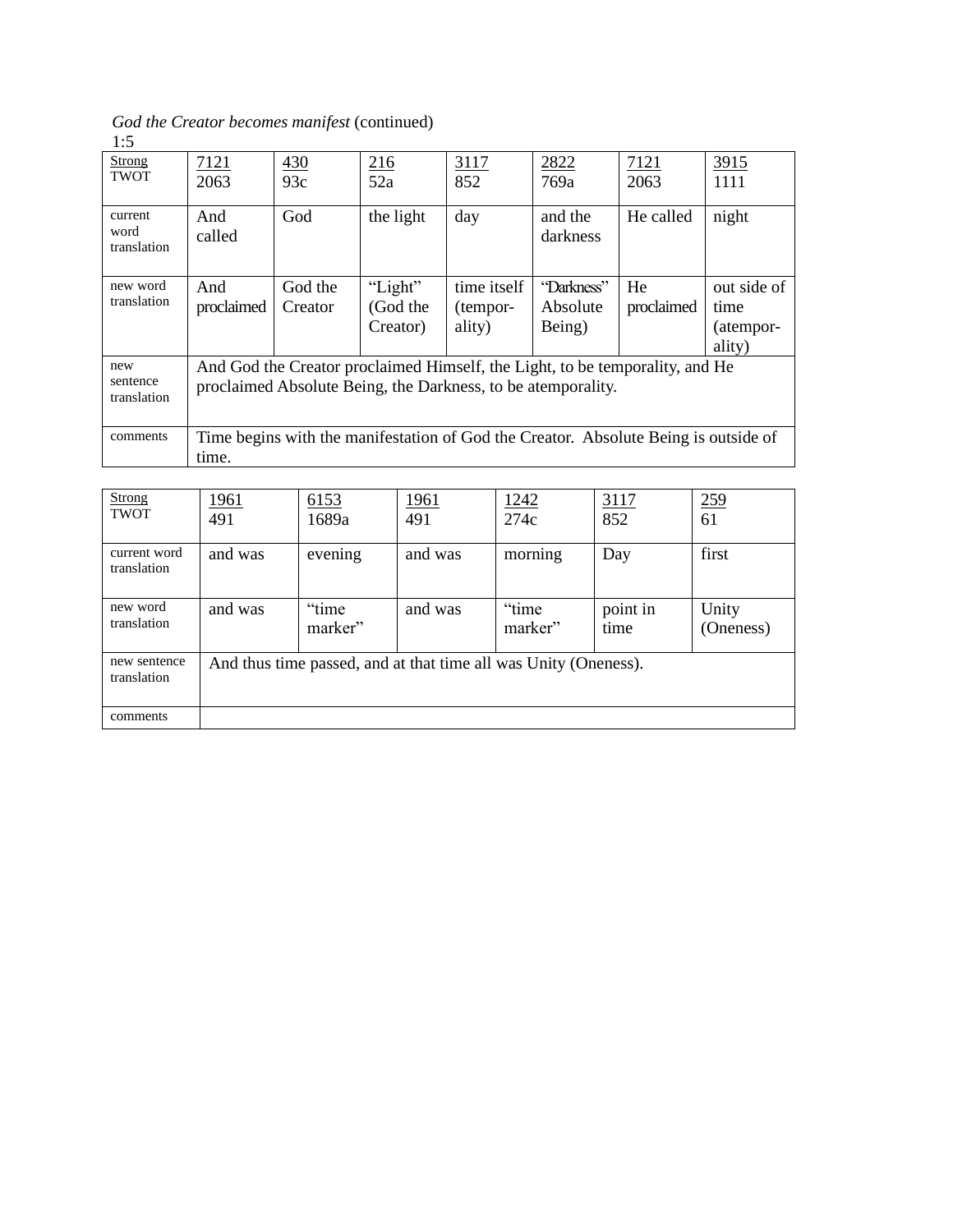*God the Creator becomes manifest* (continued)

1:5

| Strong TWOT | 7121 2063 | 430 93c | 216 52a | 3117 852 | 2822 769a | 7121 2063 | 3915 1111 |
|---|---|---|---|---|---|---|---|
| current word translation | And called | God | the light | day | and the darkness | He called | night |
| new word translation | And proclaimed | God the Creator | "Light" (God the Creator) | time itself (tempor-ality) | "Darkness" Absolute Being) | He proclaimed | out side of time (atempor-ality) |
| new sentence translation | And God the Creator proclaimed Himself, the Light, to be temporality, and He proclaimed Absolute Being, the Darkness, to be atemporality. | | | | | | |
| comments | Time begins with the manifestation of God the Creator. Absolute Being is outside of time. | | | | | | |

| Strong TWOT | 1961 491 | 6153 1689a | 1961 491 | 1242 274c | 3117 852 | 259 61 |
|---|---|---|---|---|---|---|
| current word translation | and was | evening | and was | morning | Day | first |
| new word translation | and was | "time marker" | and was | "time marker" | point in time | Unity (Oneness) |
| new sentence translation | And thus time passed, and at that time all was Unity (Oneness). | | | | | |
| comments | | | | | | |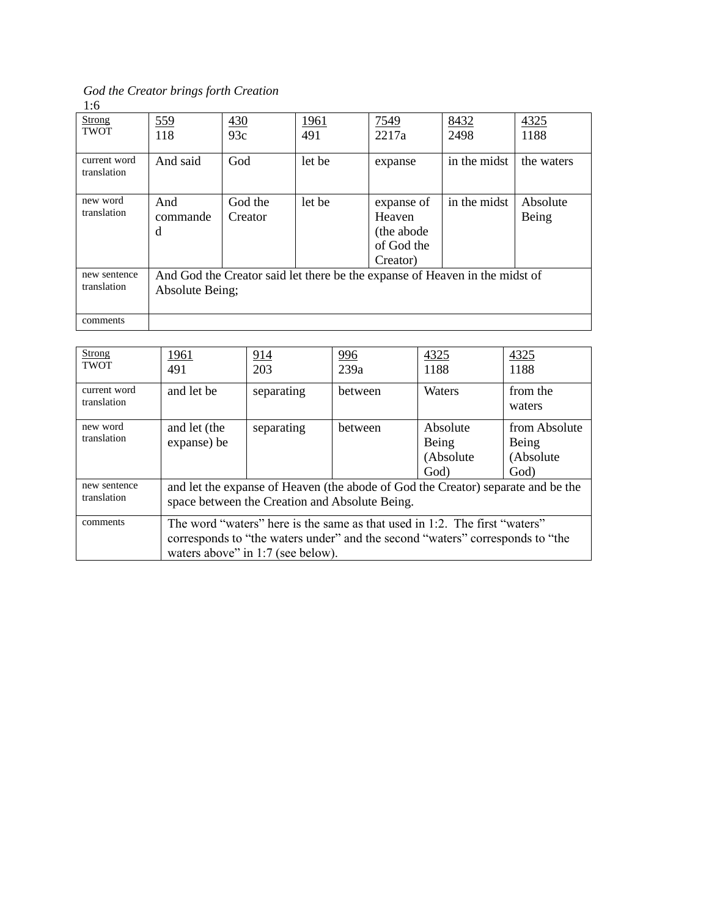*God the Creator brings forth Creation*

1:6

| Strong TWOT | 559 118 | 430 93c | 1961 491 | 7549 2217a | 8432 2498 | 4325 1188 |
|---|---|---|---|---|---|---|
| current word translation | And said | God | let be | expanse | in the midst | the waters |
| new word translation | And commanded | God the Creator | let be | expanse of Heaven (the abode of God the Creator) | in the midst | Absolute Being |
| new sentence translation | And God the Creator said let there be the expanse of Heaven in the midst of Absolute Being; | | | | | |
| comments | | | | | | |

| Strong TWOT | 1961 491 | 914 203 | 996 239a | 4325 1188 | 4325 1188 |
|---|---|---|---|---|---|
| current word translation | and let be | separating | between | Waters | from the waters |
| new word translation | and let (the expanse) be | separating | between | Absolute Being (Absolute God) | from Absolute Being (Absolute God) |
| new sentence translation | and let the expanse of Heaven (the abode of God the Creator) separate and be the space between the Creation and Absolute Being. | | | | |
| comments | The word "waters" here is the same as that used in 1:2. The first "waters" corresponds to "the waters under" and the second "waters" corresponds to "the waters above" in 1:7 (see below). | | | | |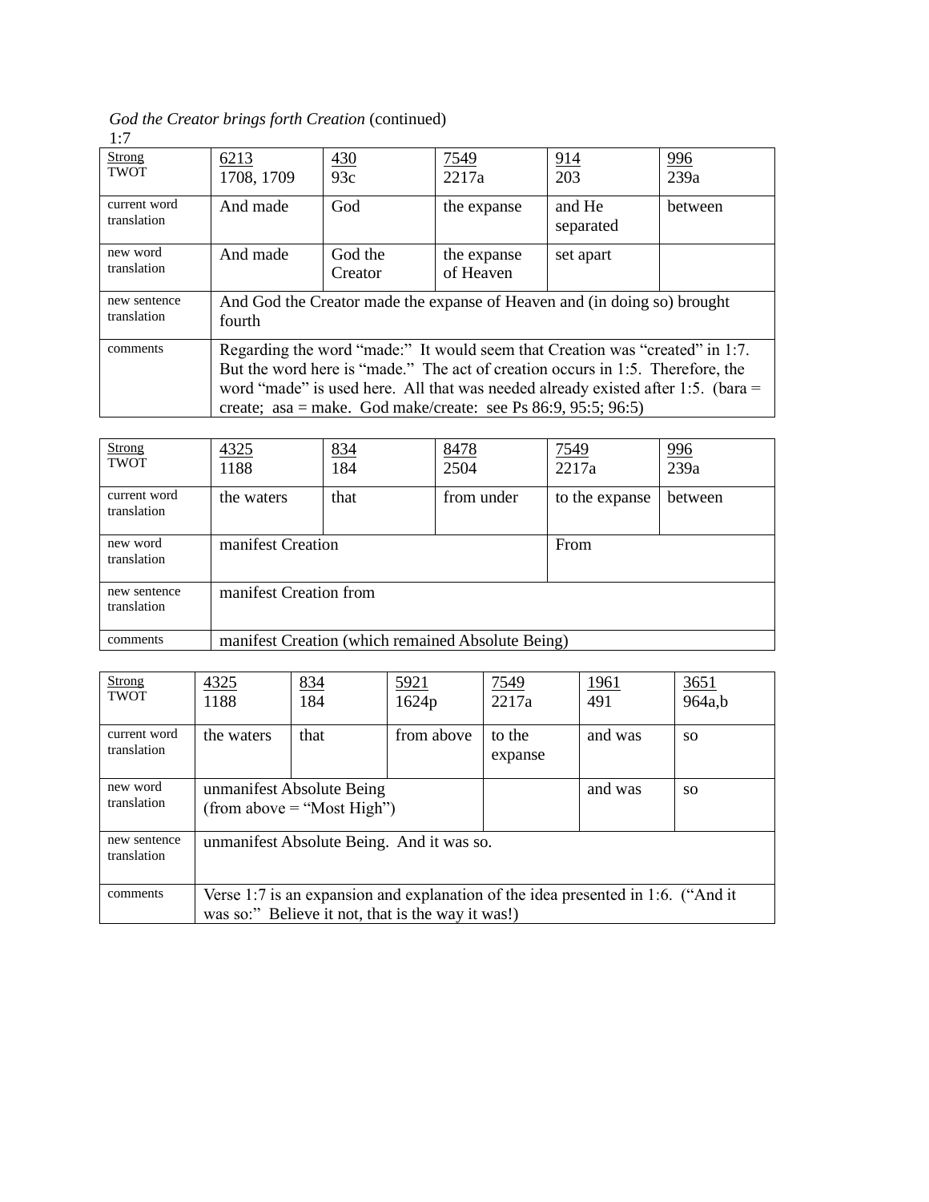*God the Creator brings forth Creation* (continued)

1:7

| Strong<br>TWOT | 6213<br>1708, 1709 | 430<br>93c | 7549<br>2217a | 914<br>203 | 996<br>239a |
|---|---|---|---|---|---|
| current word translation | And made | God | the expanse | and He separated | between |
| new word translation | And made | God the Creator | the expanse of Heaven | set apart | |
| new sentence translation | And God the Creator made the expanse of Heaven and (in doing so) brought fourth | | | | |
| comments | Regarding the word "made:" It would seem that Creation was "created" in 1:7. But the word here is "made." The act of creation occurs in 1:5. Therefore, the word "made" is used here. All that was needed already existed after 1:5. (bara = create; asa = make. God make/create: see Ps 86:9, 95:5; 96:5) | | | | |

| Strong<br>TWOT | 4325<br>1188 | 834<br>184 | 8478<br>2504 | 7549<br>2217a | 996<br>239a |
|---|---|---|---|---|---|
| current word translation | the waters | that | from under | to the expanse | between |
| new word translation | manifest Creation | | | From | |
| new sentence translation | manifest Creation from | | | | |
| comments | manifest Creation (which remained Absolute Being) | | | | |

| Strong<br>TWOT | 4325<br>1188 | 834<br>184 | 5921<br>1624p | 7549<br>2217a | 1961<br>491 | 3651<br>964a,b |
|---|---|---|---|---|---|---|
| current word translation | the waters | that | from above | to the expanse | and was | so |
| new word translation | unmanifest Absolute Being (from above = "Most High") | | | | and was | so |
| new sentence translation | unmanifest Absolute Being. And it was so. | | | | | |
| comments | Verse 1:7 is an expansion and explanation of the idea presented in 1:6. ("And it was so:" Believe it not, that is the way it was!) | | | | | |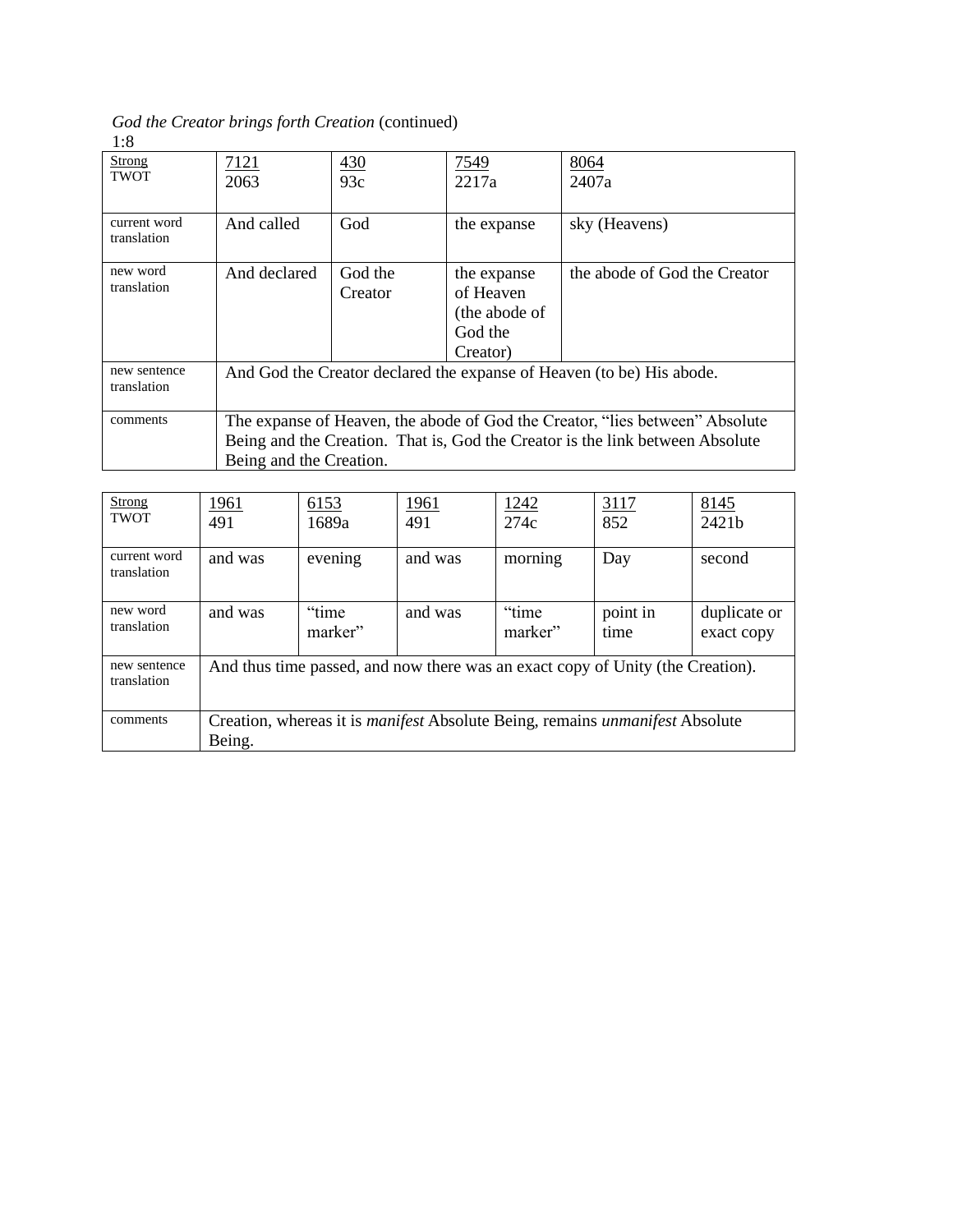*God the Creator brings forth Creation* (continued)

1:8

| Strong<br>TWOT | 7121<br>2063 | 430<br>93c | 7549<br>2217a | 8064<br>2407a |
|---|---|---|---|---|
| current word translation | And called | God | the expanse | sky (Heavens) |
| new word translation | And declared | God the Creator | the expanse of Heaven (the abode of God the Creator) | the abode of God the Creator |
| new sentence translation | And God the Creator declared the expanse of Heaven (to be) His abode. | | | |
| comments | The expanse of Heaven, the abode of God the Creator, "lies between" Absolute Being and the Creation. That is, God the Creator is the link between Absolute Being and the Creation. | | | |

| Strong<br>TWOT | 1961<br>491 | 6153<br>1689a | 1961<br>491 | 1242<br>274c | 3117<br>852 | 8145<br>2421b |
|---|---|---|---|---|---|---|
| current word translation | and was | evening | and was | morning | Day | second |
| new word translation | and was | "time marker" | and was | "time marker" | point in time | duplicate or exact copy |
| new sentence translation | And thus time passed, and now there was an exact copy of Unity (the Creation). | | | | | |
| comments | Creation, whereas it is *manifest* Absolute Being, remains *unmanifest* Absolute Being. | | | | | |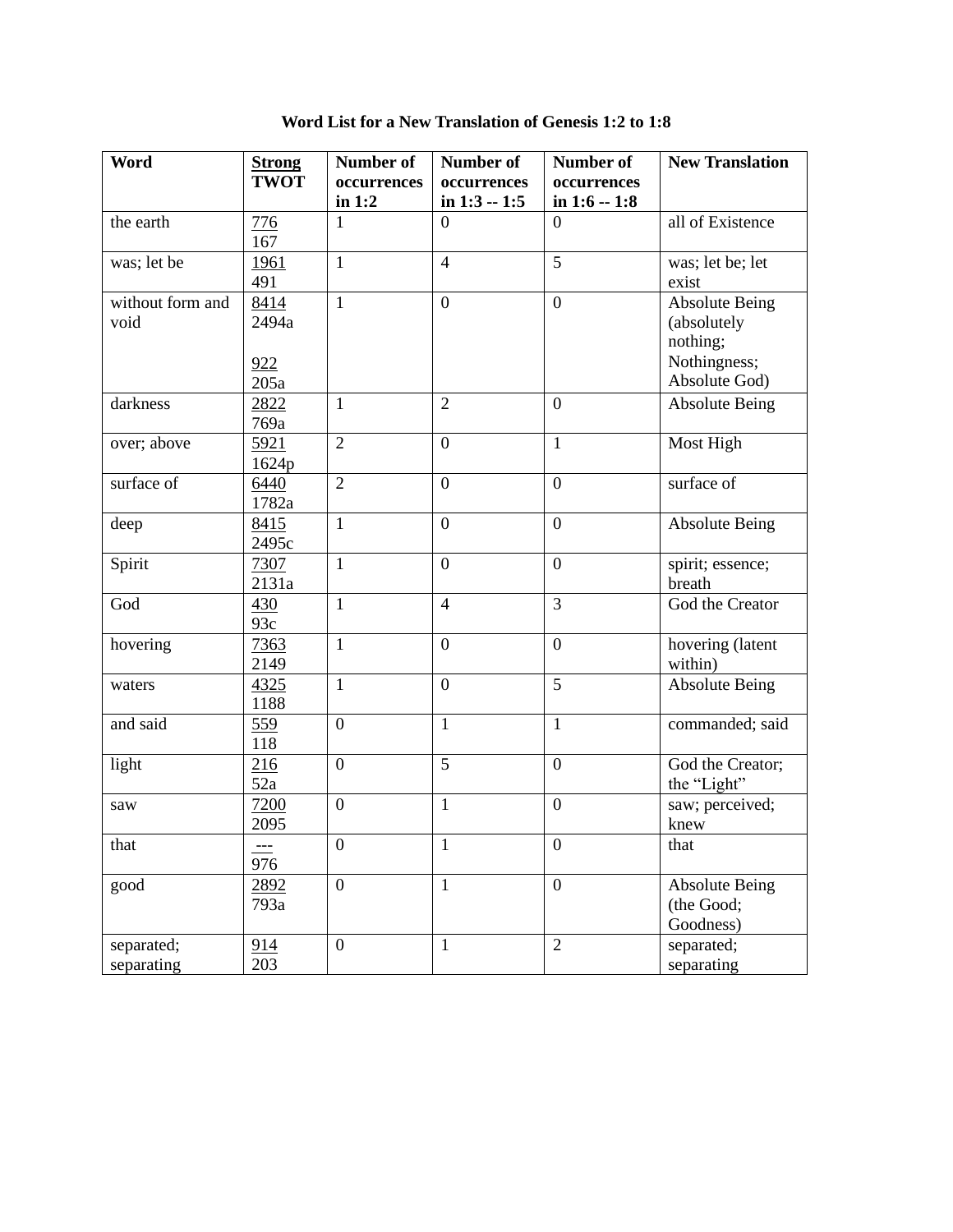**Word List for a New Translation of Genesis 1:2 to 1:8**

| Word | Strong TWOT | Number of occurrences in 1:2 | Number of occurrences in 1:3 -- 1:5 | Number of occurrences in 1:6 -- 1:8 | New Translation |
|---|---|---|---|---|---|
| the earth | 776 167 | 1 | 0 | 0 | all of Existence |
| was; let be | 1961 491 | 1 | 4 | 5 | was; let be; let exist |
| without form and void | 8414 2494a 922 205a | 1 | 0 | 0 | Absolute Being (absolutely nothing; Nothingness; Absolute God) |
| darkness | 2822 769a | 1 | 2 | 0 | Absolute Being |
| over; above | 5921 1624p | 2 | 0 | 1 | Most High |
| surface of | 6440 1782a | 2 | 0 | 0 | surface of |
| deep | 8415 2495c | 1 | 0 | 0 | Absolute Being |
| Spirit | 7307 2131a | 1 | 0 | 0 | spirit; essence; breath |
| God | 430 93c | 1 | 4 | 3 | God the Creator |
| hovering | 7363 2149 | 1 | 0 | 0 | hovering (latent within) |
| waters | 4325 1188 | 1 | 0 | 5 | Absolute Being |
| and said | 559 118 | 0 | 1 | 1 | commanded; said |
| light | 216 52a | 0 | 5 | 0 | God the Creator; the "Light" |
| saw | 7200 2095 | 0 | 1 | 0 | saw; perceived; knew |
| that | --- 976 | 0 | 1 | 0 | that |
| good | 2892 793a | 0 | 1 | 0 | Absolute Being (the Good; Goodness) |
| separated; separating | 914 203 | 0 | 1 | 2 | separated; separating |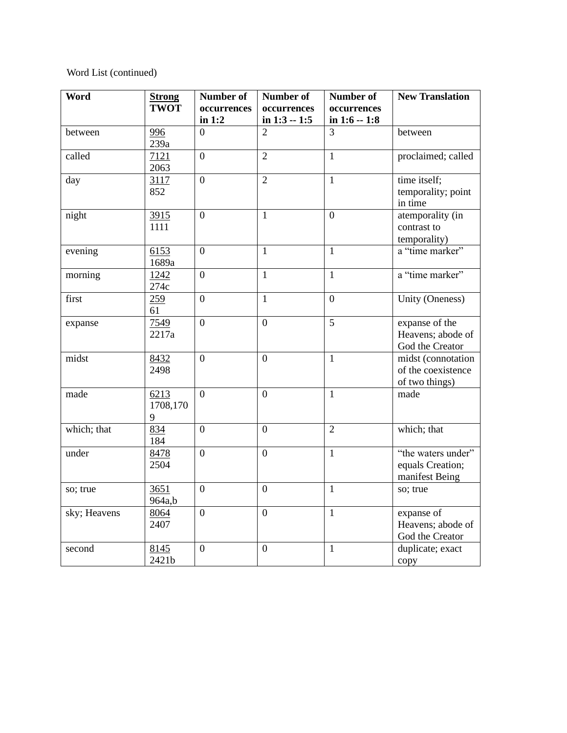Word List (continued)

| Word | Strong TWOT | Number of occurrences in 1:2 | Number of occurrences in 1:3 -- 1:5 | Number of occurrences in 1:6 -- 1:8 | New Translation |
|---|---|---|---|---|---|
| between | 996 239a | 0 | 2 | 3 | between |
| called | 7121 2063 | 0 | 2 | 1 | proclaimed; called |
| day | 3117 852 | 0 | 2 | 1 | time itself; temporality; point in time |
| night | 3915 1111 | 0 | 1 | 0 | atemporality (in contrast to temporality) |
| evening | 6153 1689a | 0 | 1 | 1 | a “time marker” |
| morning | 1242 274c | 0 | 1 | 1 | a “time marker” |
| first | 259 61 | 0 | 1 | 0 | Unity (Oneness) |
| expanse | 7549 2217a | 0 | 0 | 5 | expanse of the Heavens; abode of God the Creator |
| midst | 8432 2498 | 0 | 0 | 1 | midst (connotation of the coexistence of two things) |
| made | 6213 1708,1709 | 0 | 0 | 1 | made |
| which; that | 834 184 | 0 | 0 | 2 | which; that |
| under | 8478 2504 | 0 | 0 | 1 | “the waters under” equals Creation; manifest Being |
| so; true | 3651 964a,b | 0 | 0 | 1 | so; true |
| sky; Heavens | 8064 2407 | 0 | 0 | 1 | expanse of Heavens; abode of God the Creator |
| second | 8145 2421b | 0 | 0 | 1 | duplicate; exact copy |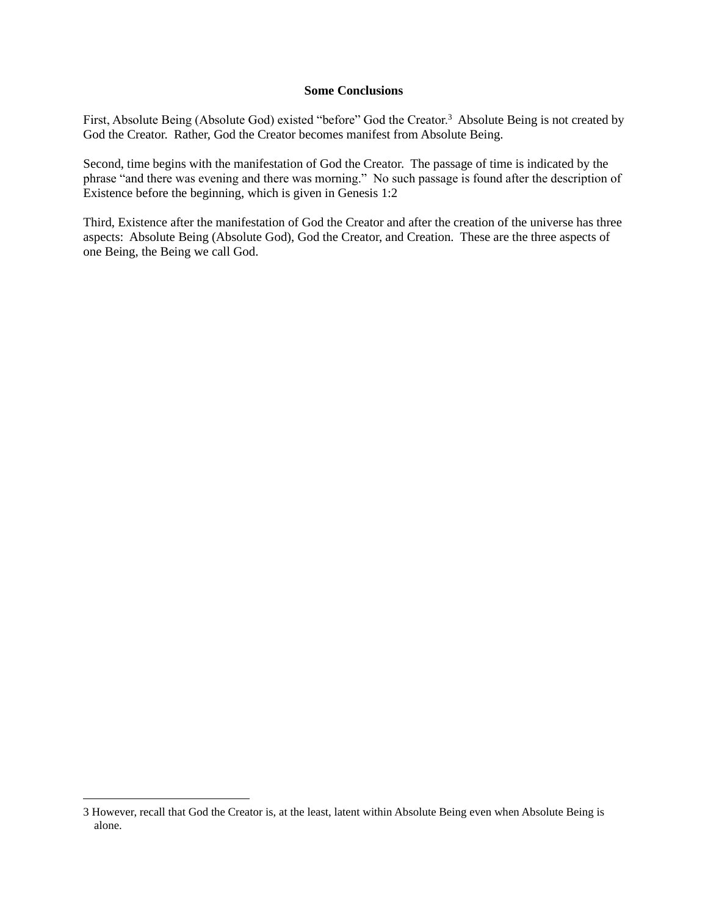**Some Conclusions**

First, Absolute Being (Absolute God) existed "before" God the Creator.[3] Absolute Being is not created by God the Creator. Rather, God the Creator becomes manifest from Absolute Being.

Second, time begins with the manifestation of God the Creator. The passage of time is indicated by the phrase "and there was evening and there was morning." No such passage is found after the description of Existence before the beginning, which is given in Genesis 1:2

Third, Existence after the manifestation of God the Creator and after the creation of the universe has three aspects: Absolute Being (Absolute God), God the Creator, and Creation. These are the three aspects of one Being, the Being we call God.

---

3 However, recall that God the Creator is, at the least, latent within Absolute Being even when Absolute Being is alone.